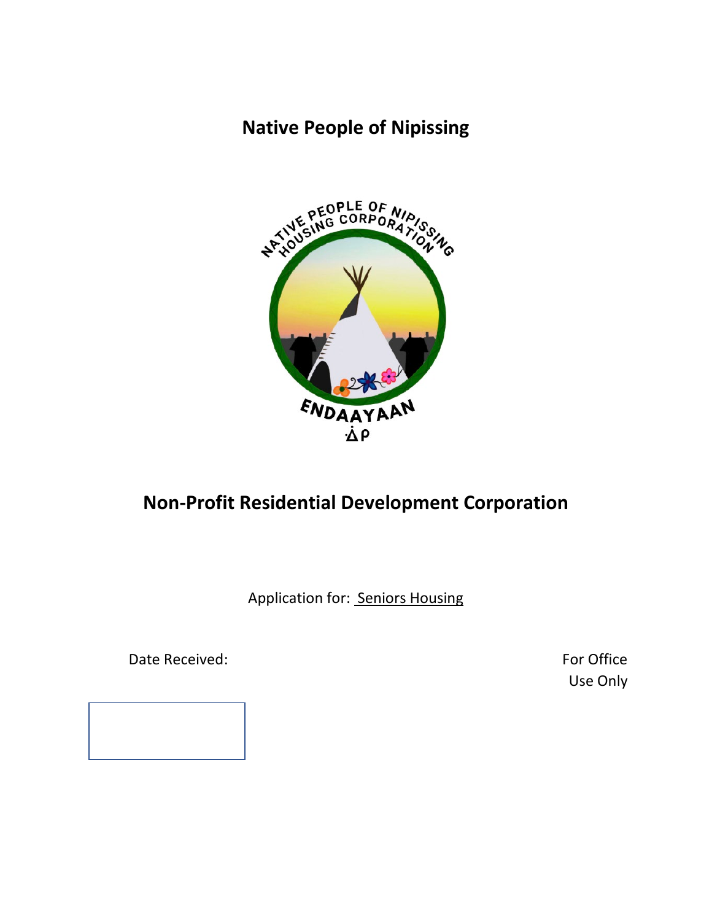# Native People of Nipissing

NATIVE PEOPLE OF NIPISSING HOUSING CORPORATION

ENDAAYAAN

᐀ᐱ ᑭ

## Non-Profit Residential Development Corporation

Application for: Seniors Housing

Date Received:

For Office Use Only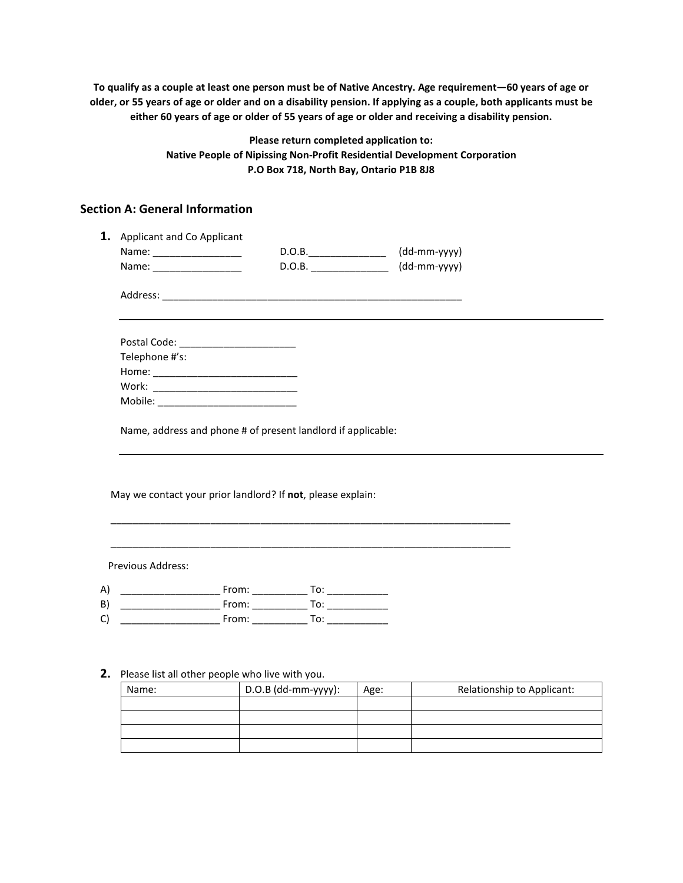**To qualify as a couple at least one person must be of Native Ancestry. Age requirement—60 years of age or older, or 55 years of age or older and on a disability pension. If applying as a couple, both applicants must be either 60 years of age or older of 55 years of age or older and receiving a disability pension.**

**Please return completed application to:**
**Native People of Nipissing Non-Profit Residential Development Corporation**
**P.O Box 718, North Bay, Ontario P1B 8J8**

## Section A: General Information

**1.** Applicant and Co Applicant

Name: ________________ D.O.B.______________ (dd-mm-yyyy)
Name: ________________ D.O.B. ______________ (dd-mm-yyyy)

Address: ________________________________________________________

______________________________________________________________________

Postal Code: _____________________
Telephone #'s:
Home: __________________________
Work: __________________________
Mobile: _________________________

Name, address and phone # of present landlord if applicable:

______________________________________________________________________

May we contact your prior landlord? If **not**, please explain:

__________________________________________________________________________

__________________________________________________________________________

Previous Address:

A) __________________ From: __________ To: ___________
B) __________________ From: __________ To: ___________
C) __________________ From: __________ To: ___________

**2.** Please list all other people who live with you.

| Name: | D.O.B (dd-mm-yyyy): | Age: | Relationship to Applicant: |
|---|---|---|---|
| | | | |
| | | | |
| | | | |
| | | | |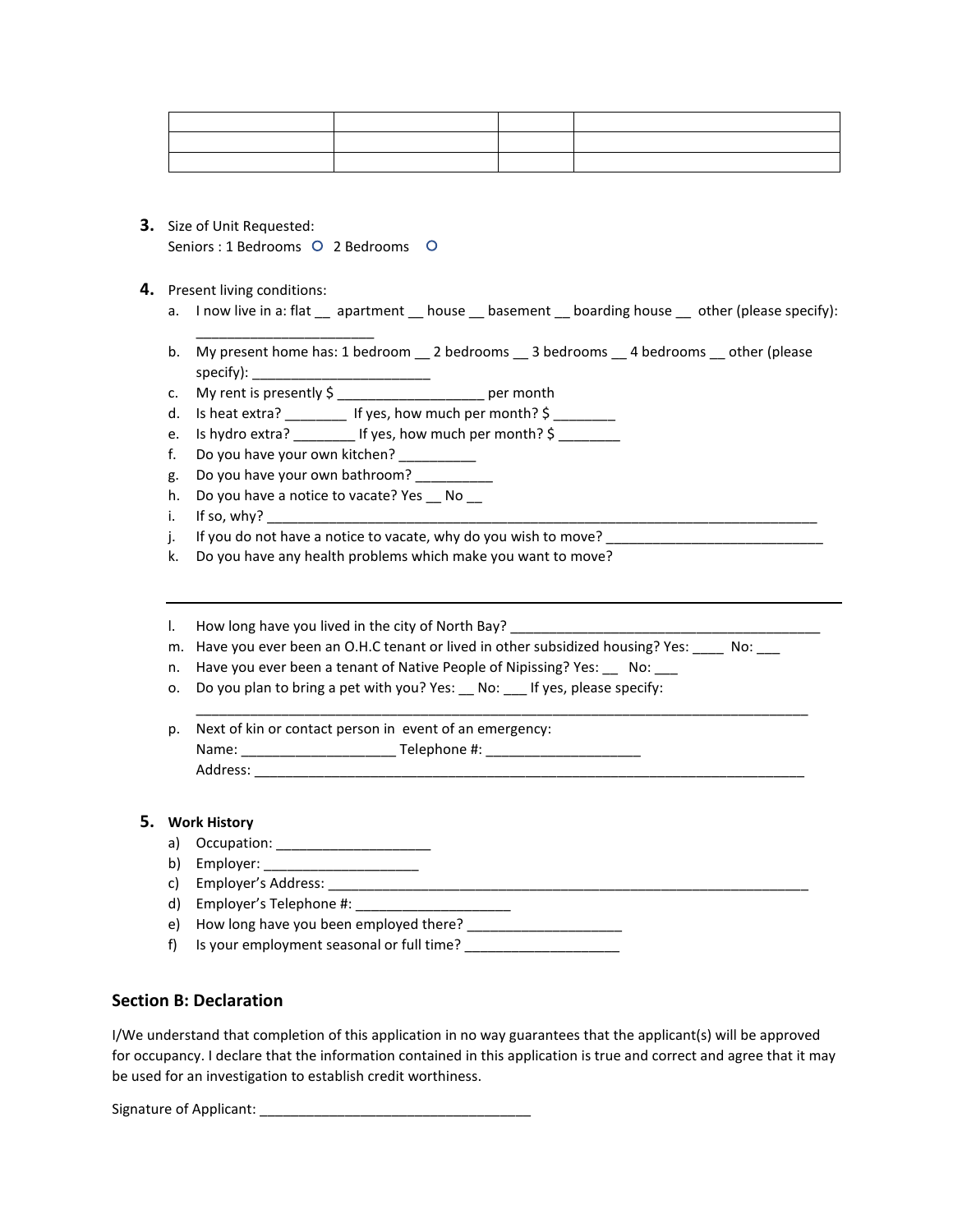| | | | |
|---|---|---|---|
| | | | |
| | | | |
| | | | |

3. Size of Unit Requested:
   Seniors : 1 Bedrooms ○ 2 Bedrooms ○

4. Present living conditions:
   a. I now live in a: flat __ apartment __ house __ basement __ boarding house __ other (please specify): _______________________
   b. My present home has: 1 bedroom __ 2 bedrooms __ 3 bedrooms __ 4 bedrooms __ other (please specify): ________________________
   c. My rent is presently $ ___________________ per month
   d. Is heat extra? ________ If yes, how much per month? $ ________
   e. Is hydro extra? ________ If yes, how much per month? $ ________
   f. Do you have your own kitchen? __________
   g. Do you have your own bathroom? __________
   h. Do you have a notice to vacate? Yes __ No __
   i. If so, why? ____________________________________________________________________________
   j. If you do not have a notice to vacate, why do you wish to move? _____________________________
   k. Do you have any health problems which make you want to move?

   ___________________________________________________________________________________

   l. How long have you lived in the city of North Bay? __________________________________________
   m. Have you ever been an O.H.C tenant or lived in other subsidized housing? Yes: ____ No: ___
   n. Have you ever been a tenant of Native People of Nipissing? Yes: __ No: ___
   o. Do you plan to bring a pet with you? Yes: __ No: ___ If yes, please specify: ___________________________________________________________________________
   p. Next of kin or contact person in event of an emergency:
      Name: ___________________ Telephone #: ____________________
      Address: __________________________________________________________________________

5. **Work History**
   a) Occupation: ____________________
   b) Employer: ____________________
   c) Employer's Address: __________________________________________________________________
   d) Employer's Telephone #: ____________________
   e) How long have you been employed there? ____________________
   f) Is your employment seasonal or full time? ____________________

## Section B: Declaration

I/We understand that completion of this application in no way guarantees that the applicant(s) will be approved for occupancy. I declare that the information contained in this application is true and correct and agree that it may be used for an investigation to establish credit worthiness.

Signature of Applicant: ___________________________________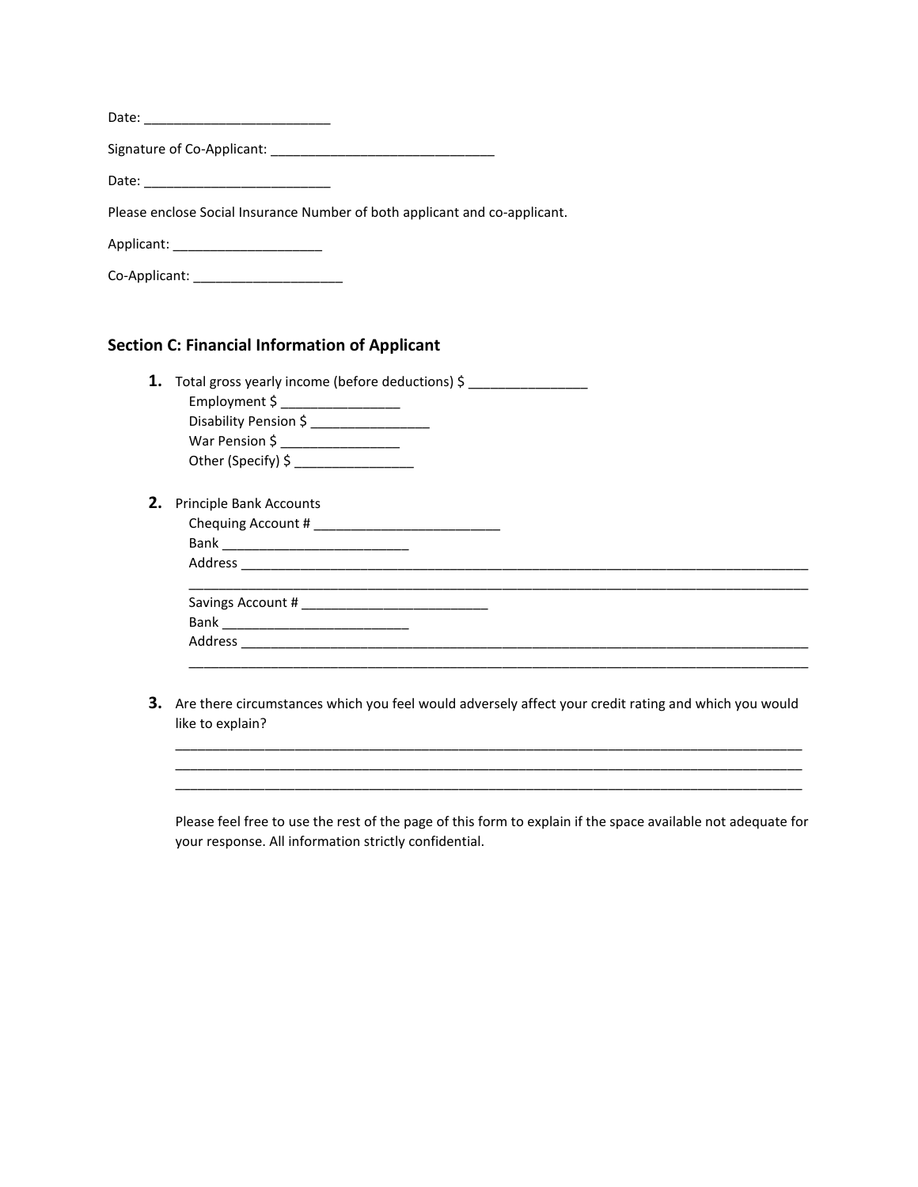Date: _________________________

Signature of Co-Applicant: ______________________________

Date: _________________________

Please enclose Social Insurance Number of both applicant and co-applicant.

Applicant: ____________________

Co-Applicant: ____________________

### Section C: Financial Information of Applicant

1. Total gross yearly income (before deductions) $ ________________
   Employment $ ________________
   Disability Pension $ ________________
   War Pension $ ________________
   Other (Specify) $ ________________

2. Principle Bank Accounts
   Chequing Account # _________________________
   Bank _________________________
   Address ____________________________________________________________________________________
   ____________________________________________________________________________________
   Savings Account # _________________________
   Bank _________________________
   Address ____________________________________________________________________________________
   ____________________________________________________________________________________

3. Are there circumstances which you feel would adversely affect your credit rating and which you would like to explain?
   ____________________________________________________________________________________
   ____________________________________________________________________________________
   ____________________________________________________________________________________

   Please feel free to use the rest of the page of this form to explain if the space available not adequate for your response. All information strictly confidential.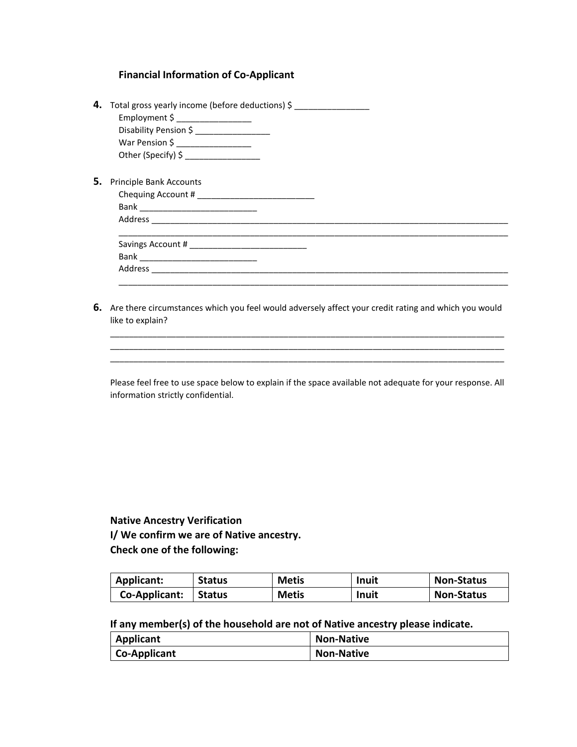### Financial Information of Co-Applicant

**4.** Total gross yearly income (before deductions) $ ________________

Employment $ ________________

Disability Pension $ ________________

War Pension $ ________________

Other (Specify) $ ________________

**5.** Principle Bank Accounts

Chequing Account # _________________________

Bank _________________________

Address _____________________________________________________________________________________

_____________________________________________________________________________________________

Savings Account # _________________________

Bank _________________________

Address _____________________________________________________________________________________

_____________________________________________________________________________________________

**6.** Are there circumstances which you feel would adversely affect your credit rating and which you would like to explain?

_____________________________________________________________________________________________

_____________________________________________________________________________________________

_____________________________________________________________________________________________

Please feel free to use space below to explain if the space available not adequate for your response. All information strictly confidential.

**Native Ancestry Verification**

**I/ We confirm we are of Native ancestry.**

**Check one of the following:**

| | | | | |
|---|---|---|---|---|
| **Applicant:** | **Status** | **Metis** | **Inuit** | **Non-Status** |
| **Co-Applicant:** | **Status** | **Metis** | **Inuit** | **Non-Status** |

**If any member(s) of the household are not of Native ancestry please indicate.**

| | |
|---|---|
| **Applicant** | **Non-Native** |
| **Co-Applicant** | **Non-Native** |